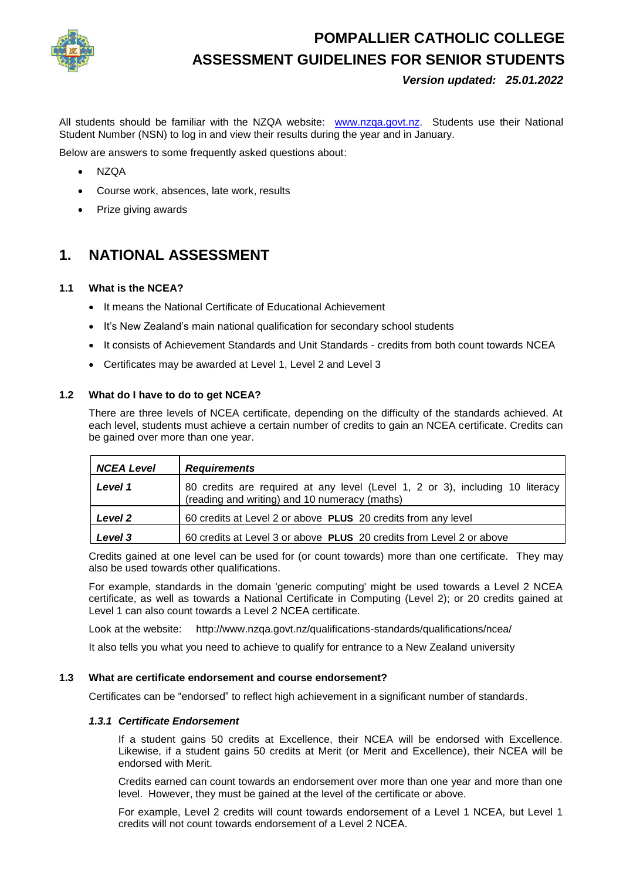# POMPALLIER CATHOLIC COLLEGE

# ASSESSMENT GUIDELINES FOR SENIOR STUDENTS

***Version updated: 25.01.2022***

All students should be familiar with the NZQA website: [www.nzqa.govt.nz](http://www.nzqa.govt.nz). Students use their National Student Number (NSN) to log in and view their results during the year and in January.

Below are answers to some frequently asked questions about:

- NZQA
- Course work, absences, late work, results
- Prize giving awards

## 1. NATIONAL ASSESSMENT

### 1.1 What is the NCEA?

- It means the National Certificate of Educational Achievement
- It's New Zealand's main national qualification for secondary school students
- It consists of Achievement Standards and Unit Standards - credits from both count towards NCEA
- Certificates may be awarded at Level 1, Level 2 and Level 3

### 1.2 What do I have to do to get NCEA?

There are three levels of NCEA certificate, depending on the difficulty of the standards achieved. At each level, students must achieve a certain number of credits to gain an NCEA certificate. Credits can be gained over more than one year.

| ***NCEA Level*** | ***Requirements*** |
|---|---|
| ***Level 1*** | 80 credits are required at any level (Level 1, 2 or 3), including 10 literacy (reading and writing) and 10 numeracy (maths) |
| ***Level 2*** | 60 credits at Level 2 or above **PLUS** 20 credits from any level |
| ***Level 3*** | 60 credits at Level 3 or above **PLUS** 20 credits from Level 2 or above |

Credits gained at one level can be used for (or count towards) more than one certificate. They may also be used towards other qualifications.

For example, standards in the domain 'generic computing' might be used towards a Level 2 NCEA certificate, as well as towards a National Certificate in Computing (Level 2); or 20 credits gained at Level 1 can also count towards a Level 2 NCEA certificate.

Look at the website: http://www.nzqa.govt.nz/qualifications-standards/qualifications/ncea/

It also tells you what you need to achieve to qualify for entrance to a New Zealand university

### 1.3 What are certificate endorsement and course endorsement?

Certificates can be "endorsed" to reflect high achievement in a significant number of standards.

#### *1.3.1 Certificate Endorsement*

If a student gains 50 credits at Excellence, their NCEA will be endorsed with Excellence. Likewise, if a student gains 50 credits at Merit (or Merit and Excellence), their NCEA will be endorsed with Merit.

Credits earned can count towards an endorsement over more than one year and more than one level. However, they must be gained at the level of the certificate or above.

For example, Level 2 credits will count towards endorsement of a Level 1 NCEA, but Level 1 credits will not count towards endorsement of a Level 2 NCEA.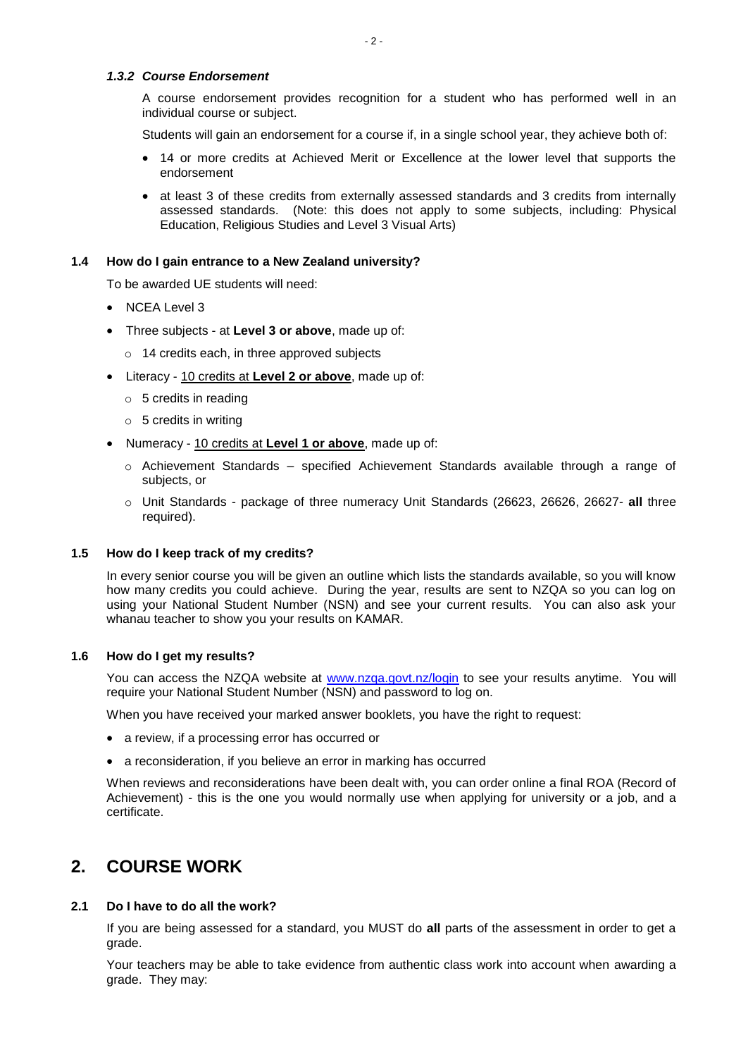#### *1.3.2 Course Endorsement*

A course endorsement provides recognition for a student who has performed well in an individual course or subject.

Students will gain an endorsement for a course if, in a single school year, they achieve both of:

- 14 or more credits at Achieved Merit or Excellence at the lower level that supports the endorsement
- at least 3 of these credits from externally assessed standards and 3 credits from internally assessed standards. (Note: this does not apply to some subjects, including: Physical Education, Religious Studies and Level 3 Visual Arts)

### 1.4 How do I gain entrance to a New Zealand university?

To be awarded UE students will need:

- NCEA Level 3
- Three subjects - at **Level 3 or above**, made up of:
    - 14 credits each, in three approved subjects
- Literacy - <u>10 credits at **Level 2 or above**</u>, made up of:
    - 5 credits in reading
    - 5 credits in writing
- Numeracy - <u>10 credits at **Level 1 or above**</u>, made up of:
    - Achievement Standards – specified Achievement Standards available through a range of subjects, or
    - Unit Standards - package of three numeracy Unit Standards (26623, 26626, 26627- **all** three required).

### 1.5 How do I keep track of my credits?

In every senior course you will be given an outline which lists the standards available, so you will know how many credits you could achieve. During the year, results are sent to NZQA so you can log on using your National Student Number (NSN) and see your current results. You can also ask your whanau teacher to show you your results on KAMAR.

### 1.6 How do I get my results?

You can access the NZQA website at [www.nzqa.govt.nz/login](www.nzqa.govt.nz/login) to see your results anytime. You will require your National Student Number (NSN) and password to log on.

When you have received your marked answer booklets, you have the right to request:

- a review, if a processing error has occurred or
- a reconsideration, if you believe an error in marking has occurred

When reviews and reconsiderations have been dealt with, you can order online a final ROA (Record of Achievement) - this is the one you would normally use when applying for university or a job, and a certificate.

## 2. COURSE WORK

### 2.1 Do I have to do all the work?

If you are being assessed for a standard, you MUST do **all** parts of the assessment in order to get a grade.

Your teachers may be able to take evidence from authentic class work into account when awarding a grade. They may: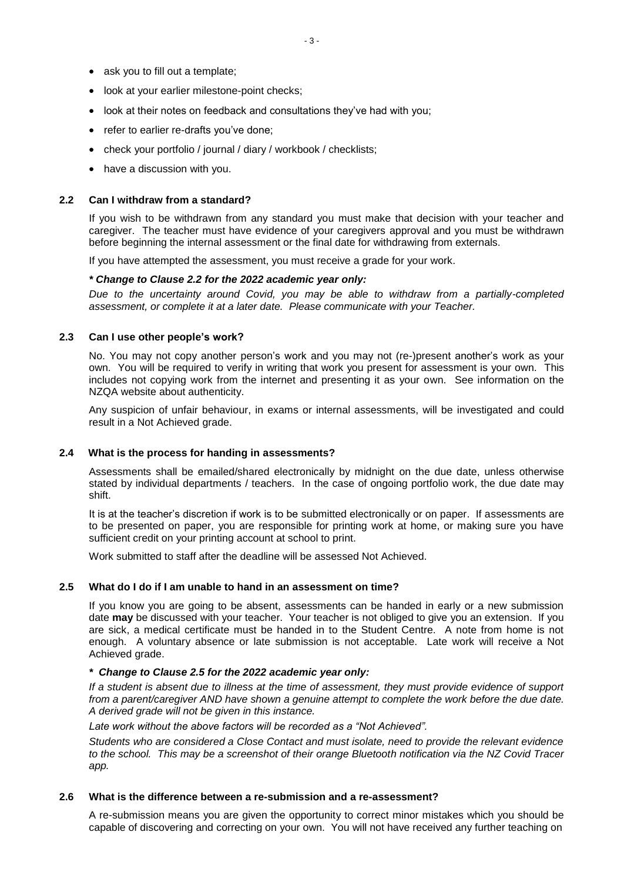- ask you to fill out a template;
- look at your earlier milestone-point checks;
- look at their notes on feedback and consultations they've had with you;
- refer to earlier re-drafts you've done;
- check your portfolio / journal / diary / workbook / checklists;
- have a discussion with you.

### 2.2 Can I withdraw from a standard?

If you wish to be withdrawn from any standard you must make that decision with your teacher and caregiver. The teacher must have evidence of your caregivers approval and you must be withdrawn before beginning the internal assessment or the final date for withdrawing from externals.

If you have attempted the assessment, you must receive a grade for your work.

***\* Change to Clause 2.2 for the 2022 academic year only:***

*Due to the uncertainty around Covid, you may be able to withdraw from a partially-completed assessment, or complete it at a later date. Please communicate with your Teacher.*

### 2.3 Can I use other people's work?

No. You may not copy another person's work and you may not (re-)present another's work as your own. You will be required to verify in writing that work you present for assessment is your own. This includes not copying work from the internet and presenting it as your own. See information on the NZQA website about authenticity.

Any suspicion of unfair behaviour, in exams or internal assessments, will be investigated and could result in a Not Achieved grade.

### 2.4 What is the process for handing in assessments?

Assessments shall be emailed/shared electronically by midnight on the due date, unless otherwise stated by individual departments / teachers. In the case of ongoing portfolio work, the due date may shift.

It is at the teacher's discretion if work is to be submitted electronically or on paper. If assessments are to be presented on paper, you are responsible for printing work at home, or making sure you have sufficient credit on your printing account at school to print.

Work submitted to staff after the deadline will be assessed Not Achieved.

### 2.5 What do I do if I am unable to hand in an assessment on time?

If you know you are going to be absent, assessments can be handed in early or a new submission date **may** be discussed with your teacher. Your teacher is not obliged to give you an extension. If you are sick, a medical certificate must be handed in to the Student Centre. A note from home is not enough. A voluntary absence or late submission is not acceptable. Late work will receive a Not Achieved grade.

***\* Change to Clause 2.5 for the 2022 academic year only:***

*If a student is absent due to illness at the time of assessment, they must provide evidence of support from a parent/caregiver AND have shown a genuine attempt to complete the work before the due date. A derived grade will not be given in this instance.*

*Late work without the above factors will be recorded as a "Not Achieved".*

*Students who are considered a Close Contact and must isolate, need to provide the relevant evidence to the school. This may be a screenshot of their orange Bluetooth notification via the NZ Covid Tracer app.*

### 2.6 What is the difference between a re-submission and a re-assessment?

A re-submission means you are given the opportunity to correct minor mistakes which you should be capable of discovering and correcting on your own. You will not have received any further teaching on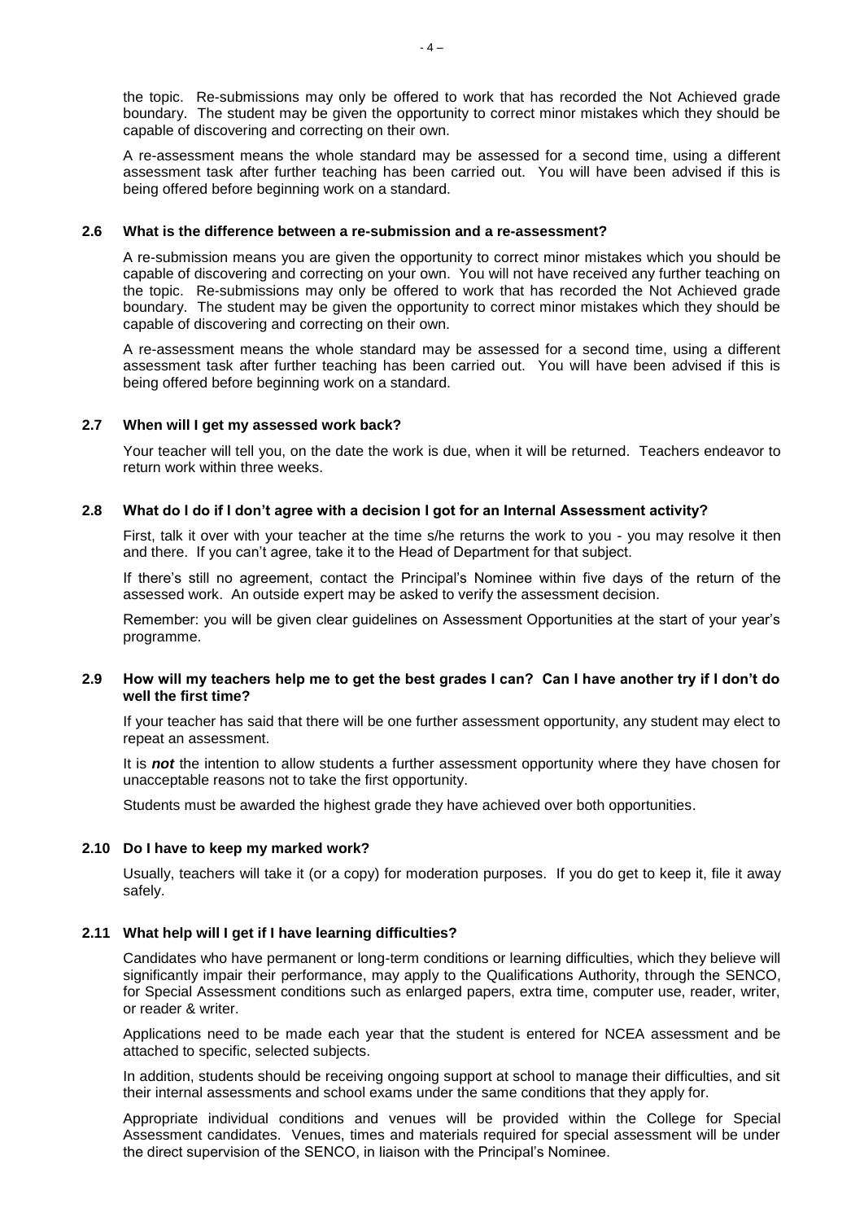the topic. Re-submissions may only be offered to work that has recorded the Not Achieved grade boundary. The student may be given the opportunity to correct minor mistakes which they should be capable of discovering and correcting on their own.

A re-assessment means the whole standard may be assessed for a second time, using a different assessment task after further teaching has been carried out. You will have been advised if this is being offered before beginning work on a standard.

### 2.6 What is the difference between a re-submission and a re-assessment?

A re-submission means you are given the opportunity to correct minor mistakes which you should be capable of discovering and correcting on your own. You will not have received any further teaching on the topic. Re-submissions may only be offered to work that has recorded the Not Achieved grade boundary. The student may be given the opportunity to correct minor mistakes which they should be capable of discovering and correcting on their own.

A re-assessment means the whole standard may be assessed for a second time, using a different assessment task after further teaching has been carried out. You will have been advised if this is being offered before beginning work on a standard.

### 2.7 When will I get my assessed work back?

Your teacher will tell you, on the date the work is due, when it will be returned. Teachers endeavor to return work within three weeks.

### 2.8 What do I do if I don't agree with a decision I got for an Internal Assessment activity?

First, talk it over with your teacher at the time s/he returns the work to you - you may resolve it then and there. If you can't agree, take it to the Head of Department for that subject.

If there's still no agreement, contact the Principal's Nominee within five days of the return of the assessed work. An outside expert may be asked to verify the assessment decision.

Remember: you will be given clear guidelines on Assessment Opportunities at the start of your year's programme.

### 2.9 How will my teachers help me to get the best grades I can? Can I have another try if I don't do well the first time?

If your teacher has said that there will be one further assessment opportunity, any student may elect to repeat an assessment.

It is ***not*** the intention to allow students a further assessment opportunity where they have chosen for unacceptable reasons not to take the first opportunity.

Students must be awarded the highest grade they have achieved over both opportunities.

### 2.10 Do I have to keep my marked work?

Usually, teachers will take it (or a copy) for moderation purposes. If you do get to keep it, file it away safely.

### 2.11 What help will I get if I have learning difficulties?

Candidates who have permanent or long-term conditions or learning difficulties, which they believe will significantly impair their performance, may apply to the Qualifications Authority, through the SENCO, for Special Assessment conditions such as enlarged papers, extra time, computer use, reader, writer, or reader & writer.

Applications need to be made each year that the student is entered for NCEA assessment and be attached to specific, selected subjects.

In addition, students should be receiving ongoing support at school to manage their difficulties, and sit their internal assessments and school exams under the same conditions that they apply for.

Appropriate individual conditions and venues will be provided within the College for Special Assessment candidates. Venues, times and materials required for special assessment will be under the direct supervision of the SENCO, in liaison with the Principal's Nominee.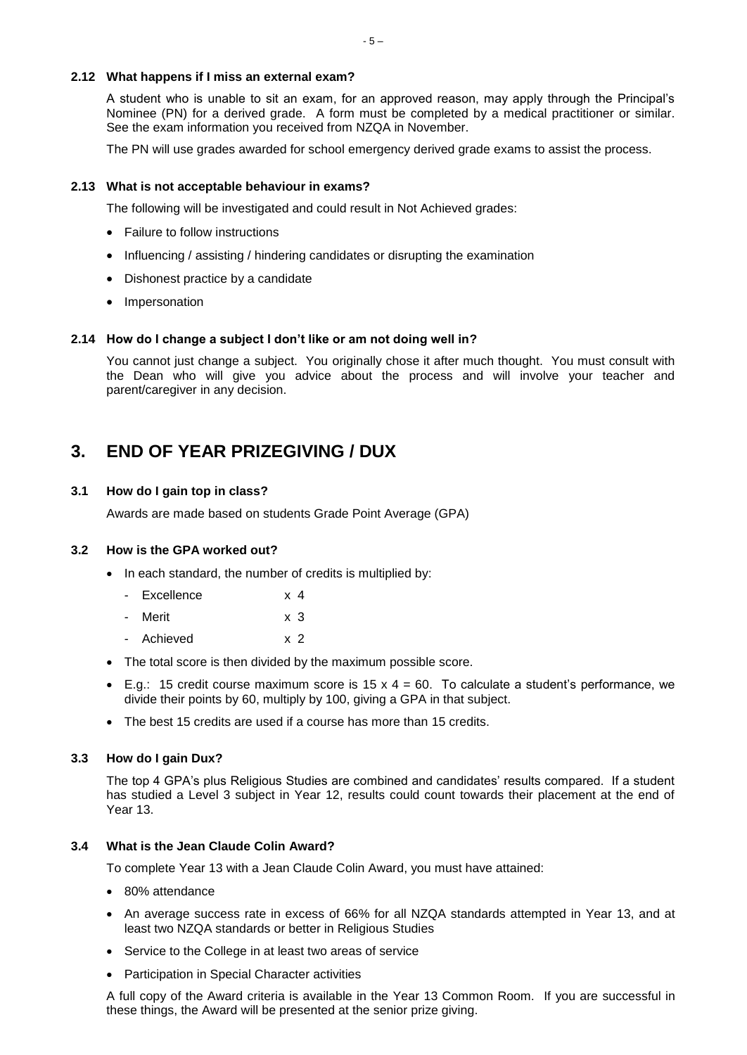### 2.12 What happens if I miss an external exam?

A student who is unable to sit an exam, for an approved reason, may apply through the Principal's Nominee (PN) for a derived grade. A form must be completed by a medical practitioner or similar. See the exam information you received from NZQA in November.

The PN will use grades awarded for school emergency derived grade exams to assist the process.

### 2.13 What is not acceptable behaviour in exams?

The following will be investigated and could result in Not Achieved grades:

- Failure to follow instructions
- Influencing / assisting / hindering candidates or disrupting the examination
- Dishonest practice by a candidate
- Impersonation

### 2.14 How do I change a subject I don't like or am not doing well in?

You cannot just change a subject. You originally chose it after much thought. You must consult with the Dean who will give you advice about the process and will involve your teacher and parent/caregiver in any decision.

## 3. END OF YEAR PRIZEGIVING / DUX

### 3.1 How do I gain top in class?

Awards are made based on students Grade Point Average (GPA)

### 3.2 How is the GPA worked out?

- In each standard, the number of credits is multiplied by:
  - Excellence x 4
  - Merit x 3
  - Achieved x 2
- The total score is then divided by the maximum possible score.
- E.g.: 15 credit course maximum score is 15 x 4 = 60. To calculate a student's performance, we divide their points by 60, multiply by 100, giving a GPA in that subject.
- The best 15 credits are used if a course has more than 15 credits.

### 3.3 How do I gain Dux?

The top 4 GPA's plus Religious Studies are combined and candidates' results compared. If a student has studied a Level 3 subject in Year 12, results could count towards their placement at the end of Year 13.

### 3.4 What is the Jean Claude Colin Award?

To complete Year 13 with a Jean Claude Colin Award, you must have attained:

- 80% attendance
- An average success rate in excess of 66% for all NZQA standards attempted in Year 13, and at least two NZQA standards or better in Religious Studies
- Service to the College in at least two areas of service
- Participation in Special Character activities

A full copy of the Award criteria is available in the Year 13 Common Room. If you are successful in these things, the Award will be presented at the senior prize giving.